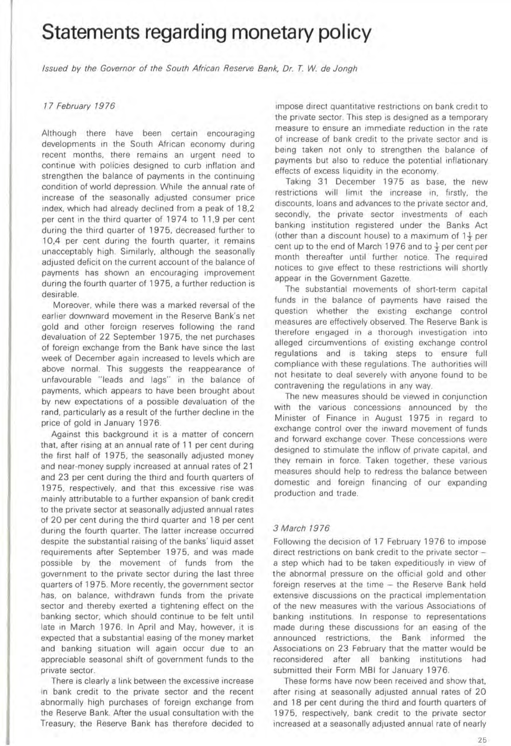# Statements regarding monetary policy

*Issued by the Governor of the South African Reserve Bank, Dr. T. W. de Jongh*

*17 February 1976*

Although there have been certain encouraging developments in the South African economy during recent months, there remains an urgent need to continue with policies designed to curb inflation and strengthen the balance of payments in the continuing condition of world depression. While the annual rate of increase of the seasonally adjusted consumer price index, which had already declined from a peak of 18,2 per cent in the third quarter of 1974 to 11,9 per cent during the third quarter of 1975, decreased further to 10,4 per cent during the fourth quarter, it remains unacceptably high. Similarly, although the seasonally adjusted deficit on the current account of the balance of payments has shown an encouraging improvement during the fourth quarter of 1975, a further reduction is desirable.

Moreover, while there was a marked reversal of the earlier downward movement in the Reserve Bank's net gold and other foreign reserves following the rand devaluation of 22 September 1975, the net purchases of foreign exchange from the Bank have since the last week of December again increased to levels which are above normal. This suggests the reappearance of unfavourable "leads and lags" in the balance of payments, which appears to have been brought about by new expectations of a possible devaluation of the rand, particularly as a result of the further decline in the price of gold in January 1976.

Against this background it is a matter of concern that, after rising at an annual rate of 11 per cent during the first half of 1975, the seasonally adjusted money and near-money supply increased at annual rates of 21 and 23 per cent during the third and fourth quarters of 1975, respectively, and that this excessive rise was mainly attributable to a further expansion of bank credit to the private sector at seasonally adjusted annual rates of 20 per cent during the third quarter and 18 per cent during the fourth quarter. The latter increase occurred despite the substantial raising of the banks' liquid asset requirements after September 1975, and was made possible by the movement of funds from the government to the private sector during the last three quarters of 1975. More recently, the government sector has, on balance, withdrawn funds from the private sector and thereby exerted a tightening effect on the banking sector, which should continue to be felt until late in March 1976. In April and May, however, it is expected that a substantial easing of the money market and banking situation will again occur due to an appreciable seasonal shift of government funds to the private sector.

There is clearly a link between the excessive increase in bank credit to the private sector and the recent abnormally high purchases of foreign exchange from the Reserve Bank. After the usual consultation with the Treasury, the Reserve Bank has therefore decided to impose direct quantitative restrictions on bank credit to the private sector. This step is designed as a temporary measure to ensure an immediate reduction in the rate of increase of bank credit to the private sector and is being taken not only to strengthen the balance of payments but also to reduce the potential inflationary effects of excess liquidity in the economy.

Taking 31 December 1975 as base, the new restrictions will limit the increase in, firstly, the discounts, loans and advances to the private sector and, secondly, the private sector investments of each banking institution registered under the Banks Act (other than a discount house) to a maximum of $1\frac{1}{2}$ per cent up to the end of March 1976 and to $\frac{1}{2}$ per cent per month thereafter until further notice. The required notices to give effect to these restrictions will shortly appear in the Government Gazette.

The substantial movements of short-term capital funds in the balance of payments have raised the question whether the existing exchange control measures are effectively observed. The Reserve Bank is therefore engaged in a thorough investigation into alleged circumventions of existing exchange control regulations and is taking steps to ensure full compliance with these regulations. The authorities will not hesitate to deal severely with anyone found to be contravening the regulations in any way.

The new measures should be viewed in conjunction with the various concessions announced by the Minister of Finance in August 1975 in regard to exchange control over the inward movement of funds and forward exchange cover. These concessions were designed to stimulate the inflow of private capital, and they remain in force. Taken together, these various measures should help to redress the balance between domestic and foreign financing of our expanding production and trade.

*3 March 1976*

Following the decision of 17 February 1976 to impose direct restrictions on bank credit to the private sector – a step which had to be taken expeditiously in view of the abnormal pressure on the official gold and other foreign reserves at the time – the Reserve Bank held extensive discussions on the practical implementation of the new measures with the various Associations of banking institutions. In response to representations made during these discussions for an easing of the announced restrictions, the Bank informed the Associations on 23 February that the matter would be reconsidered after all banking institutions had submitted their Form MBI for January 1976.

These forms have now been received and show that, after rising at seasonally adjusted annual rates of 20 and 18 per cent during the third and fourth quarters of 1975, respectively, bank credit to the private sector increased at a seasonally adjusted annual rate of nearly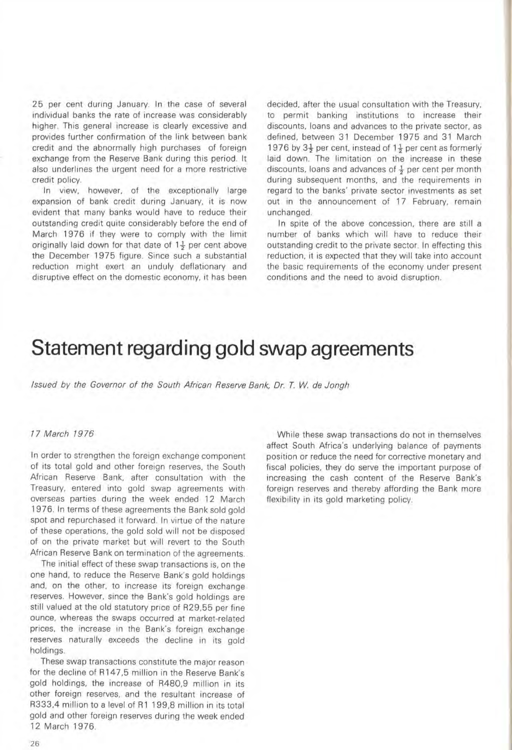25 per cent during January. In the case of several individual banks the rate of increase was considerably higher. This general increase is clearly excessive and provides further confirmation of the link between bank credit and the abnormally high purchases of foreign exchange from the Reserve Bank during this period. It also underlines the urgent need for a more restrictive credit policy.

In view, however, of the exceptionally large expansion of bank credit during January, it is now evident that many banks would have to reduce their outstanding credit quite considerably before the end of March 1976 if they were to comply with the limit originally laid down for that date of 1½ per cent above the December 1975 figure. Since such a substantial reduction might exert an unduly deflationary and disruptive effect on the domestic economy, it has been decided, after the usual consultation with the Treasury, to permit banking institutions to increase their discounts, loans and advances to the private sector, as defined, between 31 December 1975 and 31 March 1976 by 3½ per cent, instead of 1½ per cent as formerly laid down. The limitation on the increase in these discounts, loans and advances of ½ per cent per month during subsequent months, and the requirements in regard to the banks' private sector investments as set out in the announcement of 17 February, remain unchanged.

In spite of the above concession, there are still a number of banks which will have to reduce their outstanding credit to the private sector. In effecting this reduction, it is expected that they will take into account the basic requirements of the economy under present conditions and the need to avoid disruption.

# Statement regarding gold swap agreements

*Issued by the Governor of the South African Reserve Bank, Dr. T. W. de Jongh*

*17 March 1976*

In order to strengthen the foreign exchange component of its total gold and other foreign reserves, the South African Reserve Bank, after consultation with the Treasury, entered into gold swap agreements with overseas parties during the week ended 12 March 1976. In terms of these agreements the Bank sold gold spot and repurchased it forward. In virtue of the nature of these operations, the gold sold will not be disposed of on the private market but will revert to the South African Reserve Bank on termination of the agreements.

The initial effect of these swap transactions is, on the one hand, to reduce the Reserve Bank's gold holdings and, on the other, to increase its foreign exchange reserves. However, since the Bank's gold holdings are still valued at the old statutory price of R29,55 per fine ounce, whereas the swaps occurred at market-related prices, the increase in the Bank's foreign exchange reserves naturally exceeds the decline in its gold holdings.

These swap transactions constitute the major reason for the decline of R147,5 million in the Reserve Bank's gold holdings, the increase of R480,9 million in its other foreign reserves, and the resultant increase of R333,4 million to a level of R1 199,8 million in its total gold and other foreign reserves during the week ended 12 March 1976.

While these swap transactions do not in themselves affect South Africa's underlying balance of payments position or reduce the need for corrective monetary and fiscal policies, they do serve the important purpose of increasing the cash content of the Reserve Bank's foreign reserves and thereby affording the Bank more flexibility in its gold marketing policy.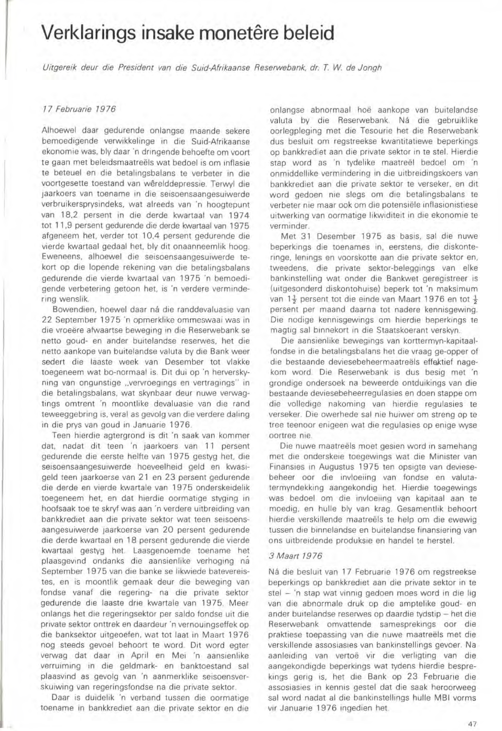# Verklarings insake monetêre beleid

*Uitgereik deur die President van die Suid-Afrikaanse Reserwebank, dr. T. W. de Jongh*

*17 Februarie 1976*

Alhoewel daar gedurende onlangse maande sekere bemoedigende verwikkelinge in die Suid-Afrikaanse ekonomie was, bly daar 'n dringende behoefte om voort te gaan met beleidsmaatreëls wat bedoel is om inflasie te beteuel en die betalingsbalans te verbeter in die voortgesette toestand van wêrelddepressie. Terwyl die jaarkoers van toename in die seisoensaangesuiwerde verbruikersprysindeks, wat alreeds van 'n hoogtepunt van 18,2 persent in die derde kwartaal van 1974 tot 11,9 persent gedurende die derde kwartaal van 1975 afgeneem het, verder tot 10,4 persent gedurende die vierde kwartaal gedaal het, bly dit onaanneemlik hoog. Eweneens, alhoewel die seisoensaangesuiwerde tekort op die lopende rekening van die betalingsbalans gedurende die vierde kwartaal van 1975 'n bemoedigende verbetering getoon het, is 'n verdere vermindering wenslik.

Bowendien, hoewel daar ná die randdevaluasie van 22 September 1975 'n opmerklike ommeswaai was in die vroeëre afwaartse beweging in die Reserwebank se netto goud- en ander buitelandse reserwes, het die netto aankope van buitelandse valuta by die Bank weer sedert die laaste week van Desember tot vlakke toegeneem wat bo-normaal is. Dit dui op 'n herverskyning van ongunstige „vervroegings en vertragings" in die betalingsbalans, wat skynbaar deur nuwe verwagtings omtrent 'n moontlike devaluasie van die rand teweeggebring is, veral as gevolg van die verdere daling in die prys van goud in Januarie 1976.

Teen hierdie agtergrond is dit 'n saak van kommer dat, nadat dit teen 'n jaarkoers van 11 persent gedurende die eerste helfte van 1975 gestyg het, die seisoensaangesuiwerde hoeveelheid geld en kwasigeld teen jaarkoerse van 21 en 23 persent gedurende die derde en vierde kwartale van 1975 onderskeidelik toegeneem het, en dat hierdie oormatige styging in hoofsaak toe te skryf was aan 'n verdere uitbreiding van bankkrediet aan die private sektor wat teen seisoensaangesuiwerde jaarkoerse van 20 persent gedurende die derde kwartaal en 18 persent gedurende die vierde kwartaal gestyg het. Laasgenoemde toename het plaasgevind ondanks die aansienlike verhoging ná September 1975 van die banke se likwiede batevereistes, en is moontlik gemaak deur die beweging van fondse vanaf die regering- na die private sektor gedurende die laaste drie kwartale van 1975. Meer onlangs het die regeringsektor per saldo fondse uit die private sektor onttrek en daardeur 'n vernouingseffek op die banksektor uitgeoefen, wat tot laat in Maart 1976 nog steeds gevoel behoort te word. Dit word egter verwag dat daar in April en Mei 'n aansienlike verruiming in die geldmark- en banktoestand sal plaasvind as gevolg van 'n aanmerklike seisoensverskuiwing van regeringsfondse na die private sektor.

Daar is duidelik 'n verband tussen die oormatige toename in bankkrediet aan die private sektor en die onlangse abnormaal hoë aankope van buitelandse valuta by die Reserwebank. Ná die gebruiklike oorlegpleging met die Tesourie het die Reserwebank dus besluit om regstreekse kwantitatiewe beperkings op bankkrediet aan die private sektor in te stel. Hierdie stap word as 'n tydelike maatreël bedoel om 'n onmiddellike vermindering in die uitbreidingskoers van bankkrediet aan die private sektor te verseker, en dit word gedoen nie slegs om die betalingsbalans te verbeter nie maar ook om die potensiële inflasionistiese uitwerking van oormatige likwiditeit in die ekonomie te verminder.

Met 31 Desember 1975 as basis, sal die nuwe beperkings die toenames in, eerstens, die diskonteringe, lenings en voorskotte aan die private sektor en, tweedens, die private sektor-beleggings van elke bankinstelling wat onder die Bankwet geregistreer is (uitgesonderd diskontohuise) beperk tot 'n maksimum van $1\frac{1}{2}$ persent tot die einde van Maart 1976 en tot $\frac{1}{2}$ persent per maand daarna tot nadere kennisgewing. Die nodige kennisgewings om hierdie beperkings te magtig sal binnekort in die Staatskoerant verskyn.

Die aansienlike bewegings van korttermyn-kapitaalfondse in die betalingsbalans het die vraag ge-opper of die bestaande deviesebeheermaatreëls effektief nagekom word. Die Reserwebank is dus besig met 'n grondige ondersoek na beweerde ontduikings van die bestaande deviesebeheerregulasies en doen stappe om die volledige nakoming van hierdie regulasies te verseker. Die owerhede sal nie huiwer om streng op te tree teenoor enigeen wat die regulasies op enige wyse oortree nie.

Die nuwe maatreëls moet gesien word in samehang met die onderskeie toegewings wat die Minister van Finansies in Augustus 1975 ten opsigte van deviesebeheer oor die invloeiing van fondse en valutatermyndekking aangekondig het. Hierdie toegewings was bedoel om die invloeiing van kapitaal aan te moedig, en hulle bly van krag. Gesamentlik behoort hierdie verskillende maatreëls te help om die ewewig tussen die binnelandse en buitelandse finansiering van ons uitbreidende produksie en handel te herstel.

*3 Maart 1976*

Ná die besluit van 17 Februarie 1976 om regstreekse beperkings op bankkrediet aan die private sektor in te stel – 'n stap wat vinnig gedoen moes word in die lig van die abnormale druk op die amptelike goud- en ander buitelandse reserwes op daardie tydstip – het die Reserwebank omvattende samesprekings oor die praktiese toepassing van die nuwe maatreëls met die verskillende assosiasies van bankinstellings gevoer. Na aanleiding van vertoë vir die verligting van die aangekondigde beperkings wat tydens hierdie besprekings gerig is, het die Bank op 23 Februarie die assosiasies in kennis gestel dat die saak heroorweeg sal word nadat al die bankinstellings hulle MBI vorms vir Januarie 1976 ingedien het.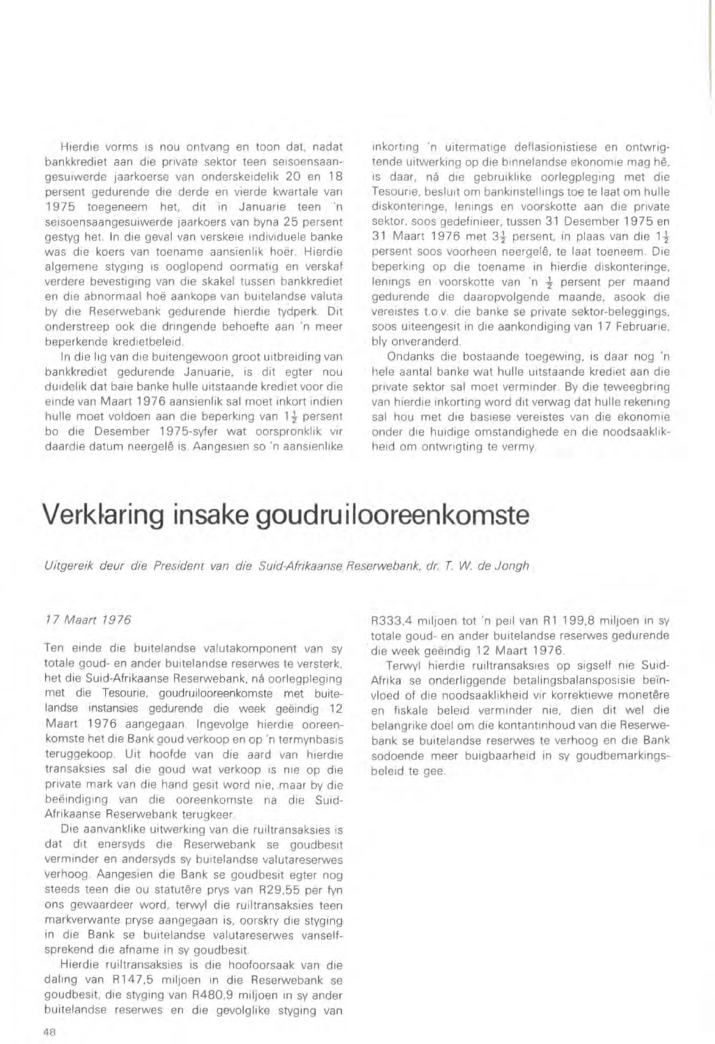Hierdie vorms is nou ontvang en toon dat, nadat bankkrediet aan die private sektor teen seisoensaangesuiwerde jaarkoerse van onderskeidelik 20 en 18 persent gedurende die derde en vierde kwartale van 1975 toegeneem het, dit in Januarie teen 'n seisoensaangesuiwerde jaarkoers van byna 25 persent gestyg het. In die geval van verskeie individuele banke was die koers van toename aansienlik hoër. Hierdie algemene styging is ooglopend oormatig en verskaf verdere bevestiging van die skakel tussen bankkrediet en die abnormaal hoë aankope van buitelandse valuta by die Reserwebank gedurende hierdie tydperk. Dit onderstreep ook die dringende behoefte aan 'n meer beperkende kredietbeleid.

In die lig van die buitengewoon groot uitbreiding van bankkrediet gedurende Januarie, is dit egter nou duidelik dat baie banke hulle uitstaande krediet voor die einde van Maart 1976 aansienlik sal moet inkort indien hulle moet voldoen aan die beperking van $1\frac{1}{2}$ persent bo die Desember 1975-syfer wat oorspronklik vir daardie datum neergelê is. Aangesien so 'n aansienlike inkorting 'n uitermatige deflasionistiese en ontwrigtende uitwerking op die binnelandse ekonomie mag hê, is daar, ná die gebruiklike oorlegpleging met die Tesourie, besluit om bankinstellings toe te laat om hulle diskonteringe, lenings en voorskotte aan die private sektor, soos gedefinieer, tussen 31 Desember 1975 en 31 Maart 1976 met $3\frac{1}{2}$ persent, in plaas van die $1\frac{1}{2}$ persent soos voorheen neergelê, te laat toeneem. Die beperking op die toename in hierdie diskonteringe, lenings en voorskotte van 'n $\frac{1}{2}$ persent per maand gedurende die daaropvolgende maande, asook die vereistes t.o.v. die banke se private sektor-beleggings, soos uiteengesit in die aankondiging van 17 Februarie, bly onveranderd.

Ondanks die bostaande toegewing, is daar nog 'n hele aantal banke wat hulle uitstaande krediet aan die private sektor sal moet verminder. By die teweegbringing van hierdie inkorting word dit verwag dat hulle rekening sal hou met die basiese vereistes van die ekonomie onder die huidige omstandighede en die noodsaaklikheid om ontwrigting te vermy.

# Verklaring insake goudruilooreenkomste

*Uitgereik deur die President van die Suid-Afrikaanse Reserwebank, dr. T. W. de Jongh*

*17 Maart 1976*

Ten einde die buitelandse valutakomponent van sy totale goud- en ander buitelandse reserwes te versterk, het die Suid-Afrikaanse Reserwebank, ná oorlegpleging met die Tesourie, goudruilooreenkomste met buitelandse instansies gedurende die week geëindig 12 Maart 1976 aangegaan. Ingevolge hierdie ooreenkomste het die Bank goud verkoop en op 'n termynbasis teruggekoop. Uit hoofde van die aard van hierdie transaksies sal die goud wat verkoop is nie op die private mark van die hand gesit word nie, maar by die beëindiging van die ooreenkomste na die Suid-Afrikaanse Reserwebank terugkeer.

Die aanvanklike uitwerking van die ruiltransaksies is dat dit enersyds die Reserwebank se goudbesit verminder en andersyds sy buitelandse valutareserwes verhoog. Aangesien die Bank se goudbesit egter nog steeds teen die ou statutêre prys van R29,55 per fyn ons gewaardeer word, terwyl die ruiltransaksies teen markverwante pryse aangegaan is, oorskry die styging in die Bank se buitelandse valutareserwes vanselfsprekend die afname in sy goudbesit.

Hierdie ruiltransaksies is die hoofoorsaak van die daling van R147,5 miljoen in die Reserwebank se goudbesit, die styging van R480,9 miljoen in sy ander buitelandse reserwes en die gevolglike styging van R333,4 miljoen tot 'n peil van R1 199,8 miljoen in sy totale goud- en ander buitelandse reserwes gedurende die week geëindig 12 Maart 1976.

Terwyl hierdie ruiltransaksies op sigself nie Suid-Afrika se onderliggende betalingsbalansposisie beïnvloed of die noodsaaklikheid vir korrektiewe monetêre en fiskale beleid verminder nie, dien dit wel die belangrike doel om die kontantinhoud van die Reserwebank se buitelandse reserwes te verhoog en die Bank sodoende meer buigbaarheid in sy goudbemarkingsbeleid te gee.